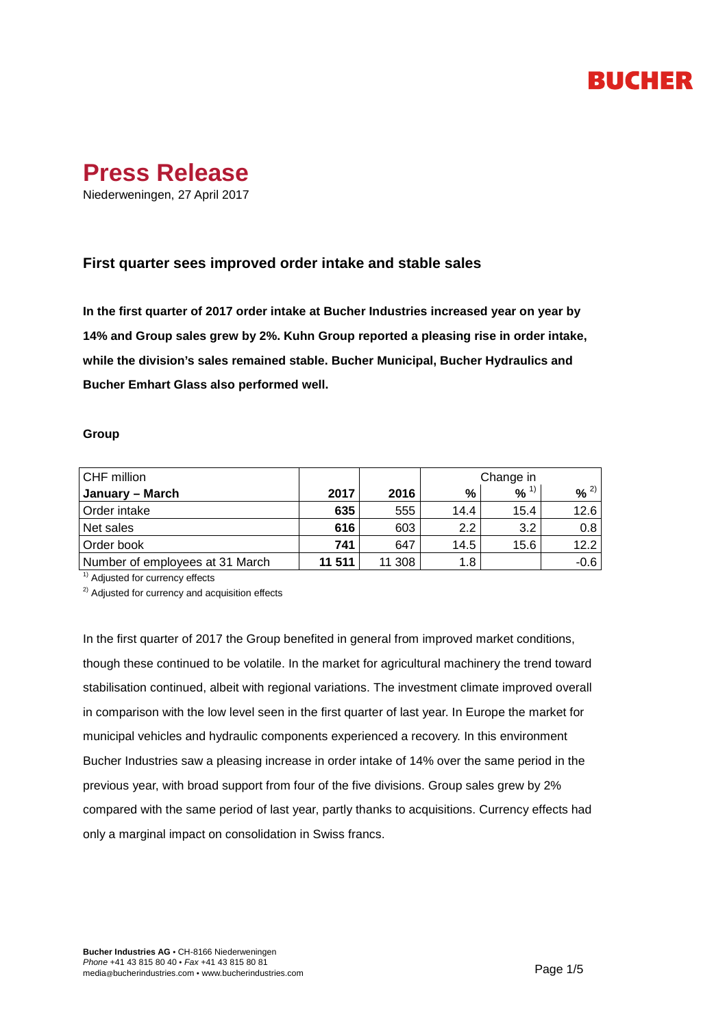# Press Release

Niederweningen, 27 April 2017

## First quarter sees improved order intake and stable sales

**In the first quarter of 2017 order intake at Bucher Industries increased year on year by 14% and Group sales grew by 2%. Kuhn Group reported a pleasing rise in order intake, while the division's sales remained stable. Bucher Municipal, Bucher Hydraulics and Bucher Emhart Glass also performed well.**

**Group**

| CHF million | | | Change in | | |
|---|---|---|---|---|---|
| **January – March** | **2017** | **2016** | **%** | **%** [1] | **%** [2] |
| Order intake | **635** | 555 | 14.4 | 15.4 | 12.6 |
| Net sales | **616** | 603 | 2.2 | 3.2 | 0.8 |
| Order book | **741** | 647 | 14.5 | 15.6 | 12.2 |
| Number of employees at 31 March | **11 511** | 11 308 | 1.8 | | -0.6 |

[1] Adjusted for currency effects

[2] Adjusted for currency and acquisition effects

In the first quarter of 2017 the Group benefited in general from improved market conditions, though these continued to be volatile. In the market for agricultural machinery the trend toward stabilisation continued, albeit with regional variations. The investment climate improved overall in comparison with the low level seen in the first quarter of last year. In Europe the market for municipal vehicles and hydraulic components experienced a recovery. In this environment Bucher Industries saw a pleasing increase in order intake of 14% over the same period in the previous year, with broad support from four of the five divisions. Group sales grew by 2% compared with the same period of last year, partly thanks to acquisitions. Currency effects had only a marginal impact on consolidation in Swiss francs.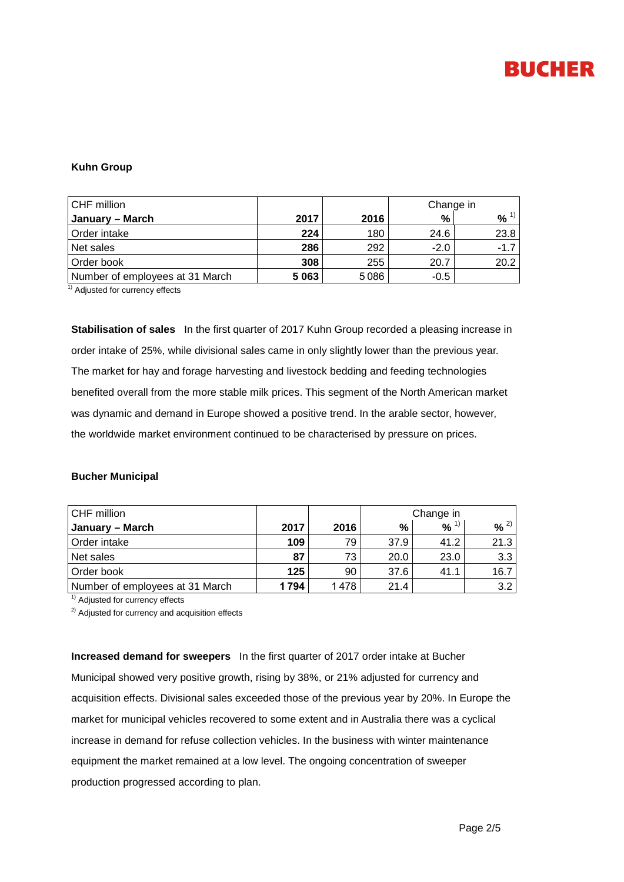### Kuhn Group

| CHF million | | | Change in | |
|---|---|---|---|---|
| **January – March** | **2017** | **2016** | **%** | **%** [1] |
| Order intake | **224** | 180 | 24.6 | 23.8 |
| Net sales | **286** | 292 | -2.0 | -1.7 |
| Order book | **308** | 255 | 20.7 | 20.2 |
| Number of employees at 31 March | **5 063** | 5 086 | -0.5 | |

[1] Adjusted for currency effects

**Stabilisation of sales** In the first quarter of 2017 Kuhn Group recorded a pleasing increase in order intake of 25%, while divisional sales came in only slightly lower than the previous year. The market for hay and forage harvesting and livestock bedding and feeding technologies benefited overall from the more stable milk prices. This segment of the North American market was dynamic and demand in Europe showed a positive trend. In the arable sector, however, the worldwide market environment continued to be characterised by pressure on prices.

### Bucher Municipal

| CHF million | | | Change in | | |
|---|---|---|---|---|---|
| **January – March** | **2017** | **2016** | **%** | **%** [1] | **%** [2] |
| Order intake | **109** | 79 | 37.9 | 41.2 | 21.3 |
| Net sales | **87** | 73 | 20.0 | 23.0 | 3.3 |
| Order book | **125** | 90 | 37.6 | 41.1 | 16.7 |
| Number of employees at 31 March | **1 794** | 1 478 | 21.4 | | 3.2 |

[1] Adjusted for currency effects

[2] Adjusted for currency and acquisition effects

**Increased demand for sweepers** In the first quarter of 2017 order intake at Bucher Municipal showed very positive growth, rising by 38%, or 21% adjusted for currency and acquisition effects. Divisional sales exceeded those of the previous year by 20%. In Europe the market for municipal vehicles recovered to some extent and in Australia there was a cyclical increase in demand for refuse collection vehicles. In the business with winter maintenance equipment the market remained at a low level. The ongoing concentration of sweeper production progressed according to plan.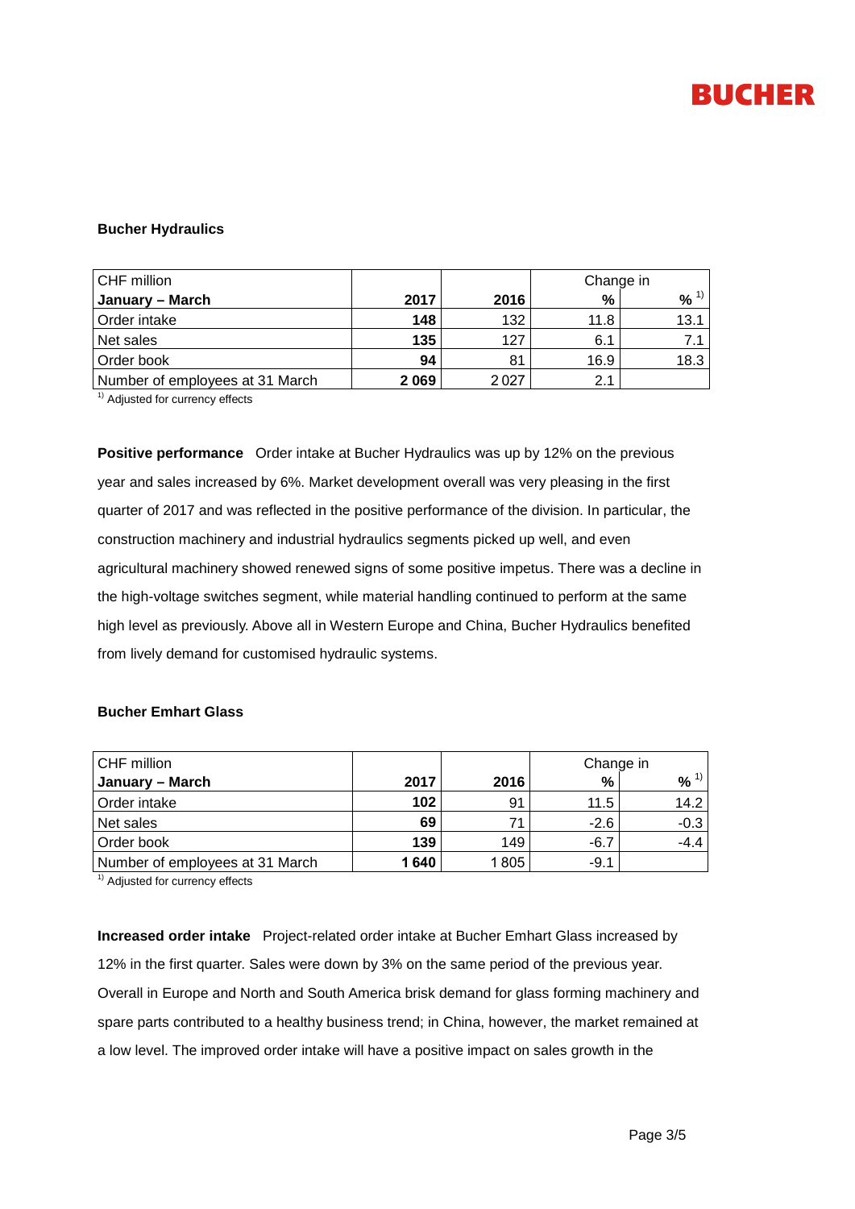## Bucher Hydraulics

| CHF million | | | Change in | |
|---|---|---|---|---|
| **January – March** | **2017** | **2016** | **%** | **%** [1] |
| Order intake | **148** | 132 | 11.8 | 13.1 |
| Net sales | **135** | 127 | 6.1 | 7.1 |
| Order book | **94** | 81 | 16.9 | 18.3 |
| Number of employees at 31 March | **2 069** | 2 027 | 2.1 | |

[1] Adjusted for currency effects

**Positive performance** Order intake at Bucher Hydraulics was up by 12% on the previous year and sales increased by 6%. Market development overall was very pleasing in the first quarter of 2017 and was reflected in the positive performance of the division. In particular, the construction machinery and industrial hydraulics segments picked up well, and even agricultural machinery showed renewed signs of some positive impetus. There was a decline in the high-voltage switches segment, while material handling continued to perform at the same high level as previously. Above all in Western Europe and China, Bucher Hydraulics benefited from lively demand for customised hydraulic systems.

## Bucher Emhart Glass

| CHF million | | | Change in | |
|---|---|---|---|---|
| **January – March** | **2017** | **2016** | **%** | **%** [1] |
| Order intake | **102** | 91 | 11.5 | 14.2 |
| Net sales | **69** | 71 | -2.6 | -0.3 |
| Order book | **139** | 149 | -6.7 | -4.4 |
| Number of employees at 31 March | **1 640** | 1 805 | -9.1 | |

[1] Adjusted for currency effects

**Increased order intake** Project-related order intake at Bucher Emhart Glass increased by 12% in the first quarter. Sales were down by 3% on the same period of the previous year. Overall in Europe and North and South America brisk demand for glass forming machinery and spare parts contributed to a healthy business trend; in China, however, the market remained at a low level. The improved order intake will have a positive impact on sales growth in the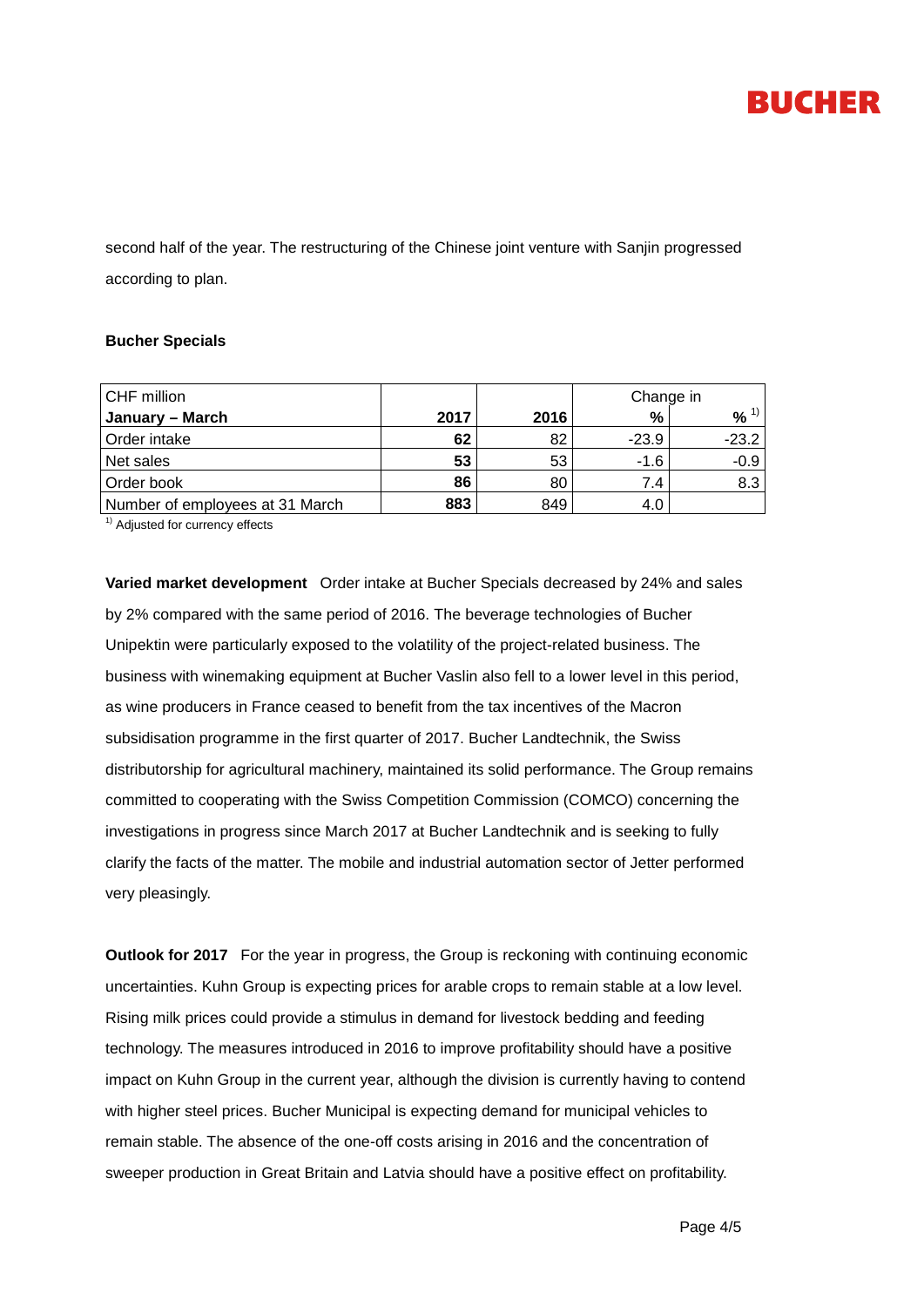second half of the year. The restructuring of the Chinese joint venture with Sanjin progressed according to plan.

**Bucher Specials**

| CHF million | | | Change in | |
|---|---|---|---|---|
| **January – March** | **2017** | **2016** | **%** | **%** [1] |
| Order intake | **62** | 82 | -23.9 | -23.2 |
| Net sales | **53** | 53 | -1.6 | -0.9 |
| Order book | **86** | 80 | 7.4 | 8.3 |
| Number of employees at 31 March | **883** | 849 | 4.0 | |

[1] Adjusted for currency effects

**Varied market development** Order intake at Bucher Specials decreased by 24% and sales by 2% compared with the same period of 2016. The beverage technologies of Bucher Unipektin were particularly exposed to the volatility of the project-related business. The business with winemaking equipment at Bucher Vaslin also fell to a lower level in this period, as wine producers in France ceased to benefit from the tax incentives of the Macron subsidisation programme in the first quarter of 2017. Bucher Landtechnik, the Swiss distributorship for agricultural machinery, maintained its solid performance. The Group remains committed to cooperating with the Swiss Competition Commission (COMCO) concerning the investigations in progress since March 2017 at Bucher Landtechnik and is seeking to fully clarify the facts of the matter. The mobile and industrial automation sector of Jetter performed very pleasingly.

**Outlook for 2017** For the year in progress, the Group is reckoning with continuing economic uncertainties. Kuhn Group is expecting prices for arable crops to remain stable at a low level. Rising milk prices could provide a stimulus in demand for livestock bedding and feeding technology. The measures introduced in 2016 to improve profitability should have a positive impact on Kuhn Group in the current year, although the division is currently having to contend with higher steel prices. Bucher Municipal is expecting demand for municipal vehicles to remain stable. The absence of the one-off costs arising in 2016 and the concentration of sweeper production in Great Britain and Latvia should have a positive effect on profitability.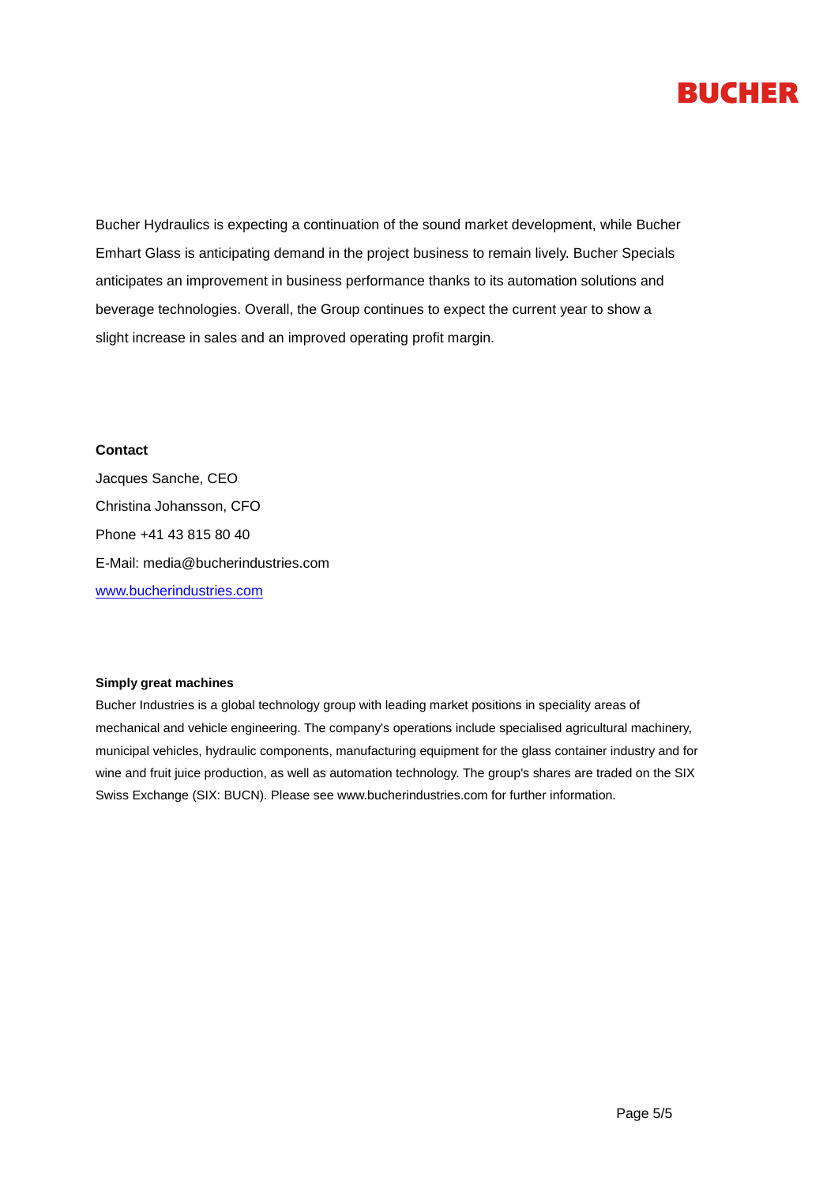Bucher Hydraulics is expecting a continuation of the sound market development, while Bucher Emhart Glass is anticipating demand in the project business to remain lively. Bucher Specials anticipates an improvement in business performance thanks to its automation solutions and beverage technologies. Overall, the Group continues to expect the current year to show a slight increase in sales and an improved operating profit margin.

**Contact**

Jacques Sanche, CEO

Christina Johansson, CFO

Phone +41 43 815 80 40

E-Mail: media@bucherindustries.com

www.bucherindustries.com

**Simply great machines**

Bucher Industries is a global technology group with leading market positions in speciality areas of mechanical and vehicle engineering. The company's operations include specialised agricultural machinery, municipal vehicles, hydraulic components, manufacturing equipment for the glass container industry and for wine and fruit juice production, as well as automation technology. The group's shares are traded on the SIX Swiss Exchange (SIX: BUCN). Please see www.bucherindustries.com for further information.